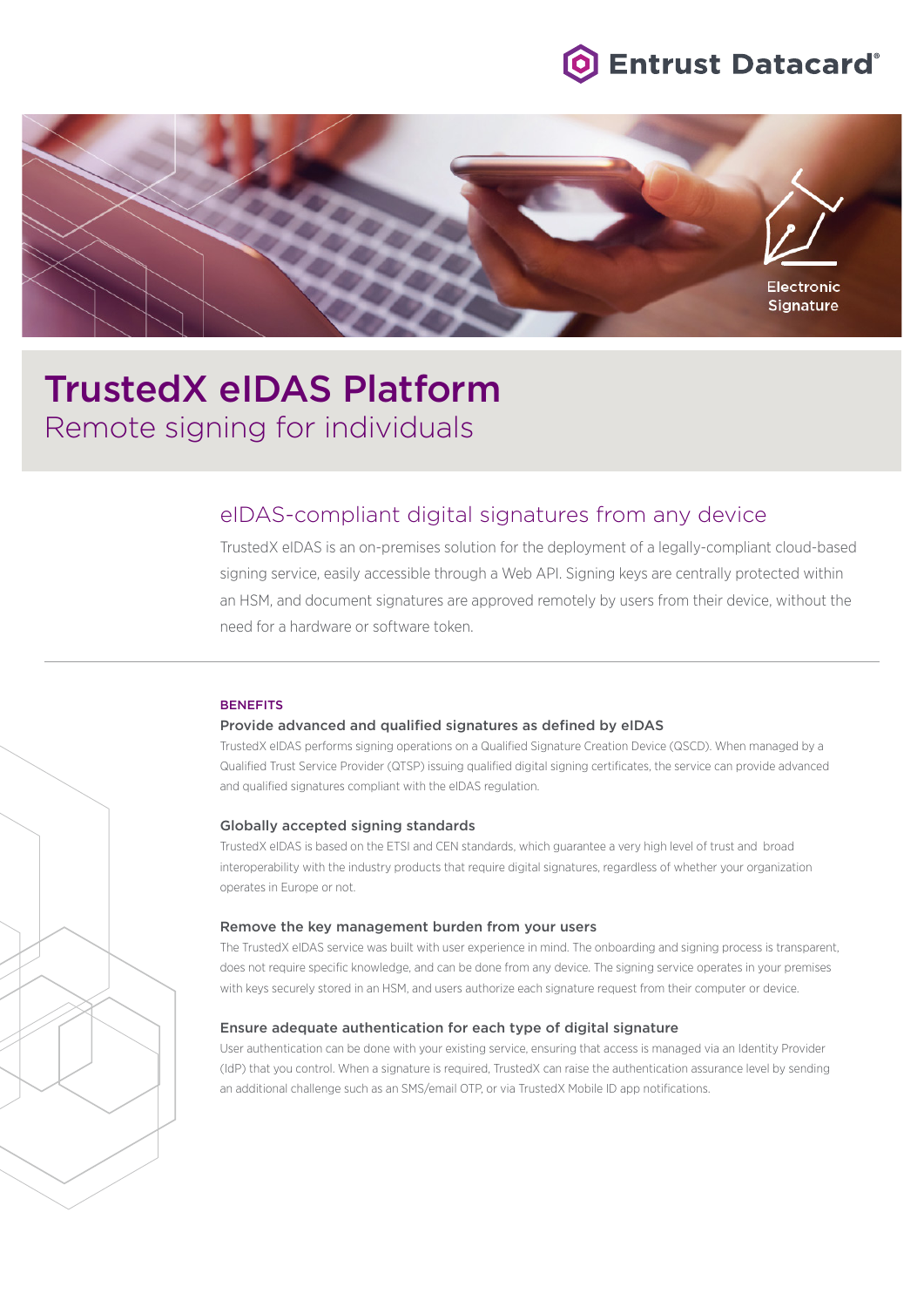# TrustedX eIDAS Platform

Remote signing for individuals

## eIDAS-compliant digital signatures from any device

TrustedX eIDAS is an on-premises solution for the deployment of a legally-compliant cloud-based signing service, easily accessible through a Web API. Signing keys are centrally protected within an HSM, and document signatures are approved remotely by users from their device, without the need for a hardware or software token.

---

### BENEFITS

**Provide advanced and qualified signatures as defined by eIDAS**

TrustedX eIDAS performs signing operations on a Qualified Signature Creation Device (QSCD). When managed by a Qualified Trust Service Provider (QTSP) issuing qualified digital signing certificates, the service can provide advanced and qualified signatures compliant with the eIDAS regulation.

**Globally accepted signing standards**

TrustedX eIDAS is based on the ETSI and CEN standards, which guarantee a very high level of trust and broad interoperability with the industry products that require digital signatures, regardless of whether your organization operates in Europe or not.

**Remove the key management burden from your users**

The TrustedX eIDAS service was built with user experience in mind. The onboarding and signing process is transparent, does not require specific knowledge, and can be done from any device. The signing service operates in your premises with keys securely stored in an HSM, and users authorize each signature request from their computer or device.

**Ensure adequate authentication for each type of digital signature**

User authentication can be done with your existing service, ensuring that access is managed via an Identity Provider (IdP) that you control. When a signature is required, TrustedX can raise the authentication assurance level by sending an additional challenge such as an SMS/email OTP, or via TrustedX Mobile ID app notifications.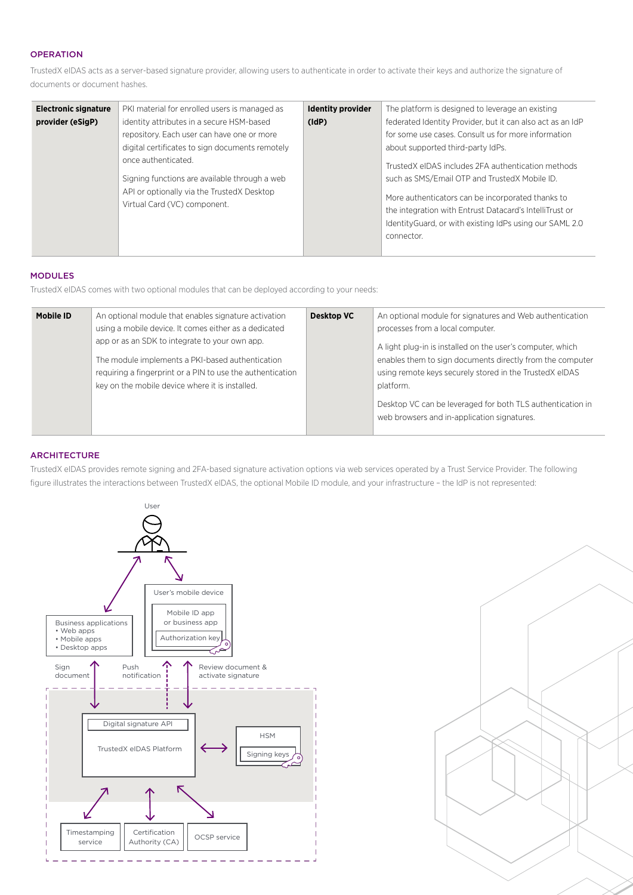## OPERATION

TrustedX eIDAS acts as a server-based signature provider, allowing users to authenticate in order to activate their keys and authorize the signature of documents or document hashes.

| | | | |
|---|---|---|---|
| **Electronic signature provider (eSigP)** | PKI material for enrolled users is managed as identity attributes in a secure HSM-based repository. Each user can have one or more digital certificates to sign documents remotely once authenticated.<br><br>Signing functions are available through a web API or optionally via the TrustedX Desktop Virtual Card (VC) component. | **Identity provider (IdP)** | The platform is designed to leverage an existing federated Identity Provider, but it can also act as an IdP for some use cases. Consult us for more information about supported third-party IdPs.<br><br>TrustedX eIDAS includes 2FA authentication methods such as SMS/Email OTP and TrustedX Mobile ID.<br><br>More authenticators can be incorporated thanks to the integration with Entrust Datacard's IntelliTrust or IdentityGuard, or with existing IdPs using our SAML 2.0 connector. |

## MODULES

TrustedX eIDAS comes with two optional modules that can be deployed according to your needs:

| | | | |
|---|---|---|---|
| **Mobile ID** | An optional module that enables signature activation using a mobile device. It comes either as a dedicated app or as an SDK to integrate to your own app.<br><br>The module implements a PKI-based authentication requiring a fingerprint or a PIN to use the authentication key on the mobile device where it is installed. | **Desktop VC** | An optional module for signatures and Web authentication processes from a local computer.<br><br>A light plug-in is installed on the user's computer, which enables them to sign documents directly from the computer using remote keys securely stored in the TrustedX eIDAS platform.<br><br>Desktop VC can be leveraged for both TLS authentication in web browsers and in-application signatures. |

## ARCHITECTURE

TrustedX eIDAS provides remote signing and 2FA-based signature activation options via web services operated by a Trust Service Provider. The following figure illustrates the interactions between TrustedX eIDAS, the optional Mobile ID module, and your infrastructure – the IdP is not represented:

User

Business applications
- Web apps
- Mobile apps
- Desktop apps

User's mobile device

Mobile ID app or business app

Authorization key

Sign document

Push notification

Review document & activate signature

Digital signature API

TrustedX eIDAS Platform

HSM

Signing keys

Timestamping service

Certification Authority (CA)

OCSP service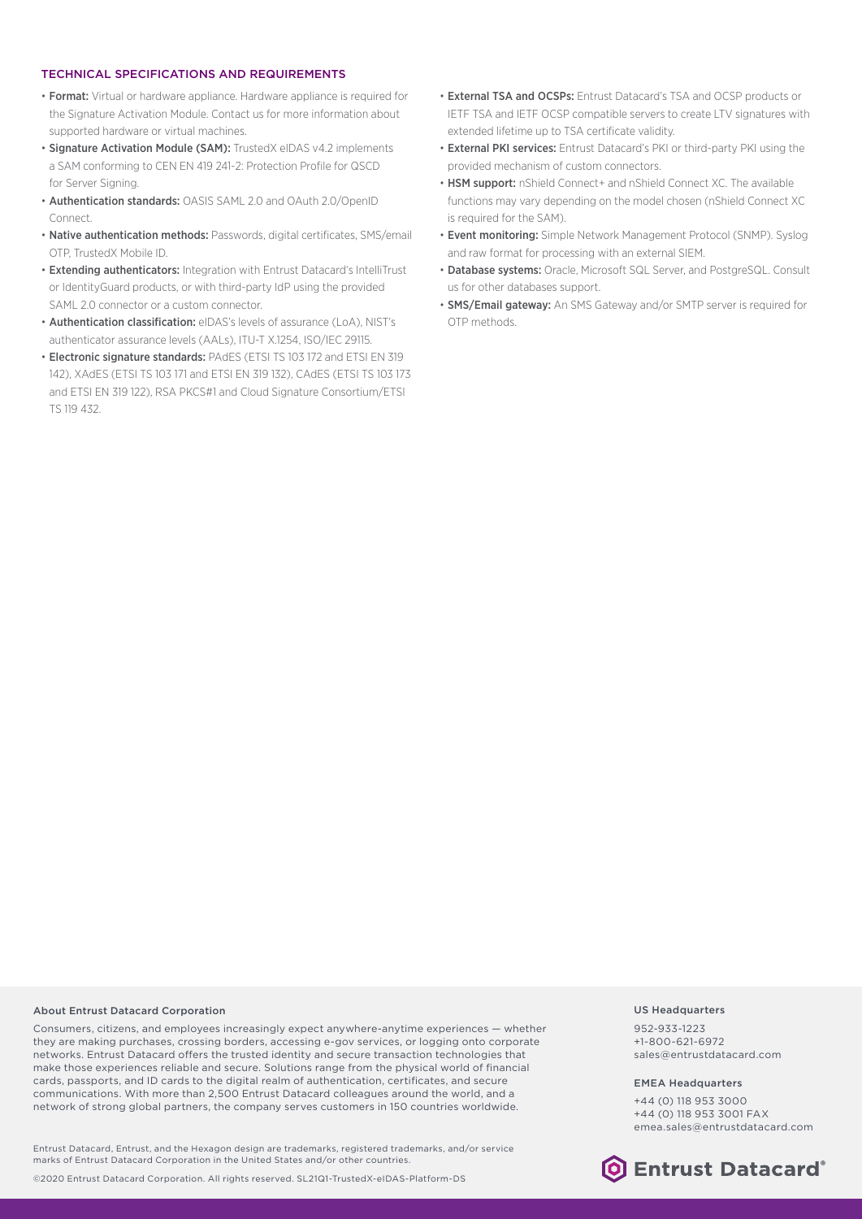## TECHNICAL SPECIFICATIONS AND REQUIREMENTS

- **Format:** Virtual or hardware appliance. Hardware appliance is required for the Signature Activation Module. Contact us for more information about supported hardware or virtual machines.
- **Signature Activation Module (SAM):** TrustedX eIDAS v4.2 implements a SAM conforming to CEN EN 419 241-2: Protection Profile for QSCD for Server Signing.
- **Authentication standards:** OASIS SAML 2.0 and OAuth 2.0/OpenID Connect.
- **Native authentication methods:** Passwords, digital certificates, SMS/email OTP, TrustedX Mobile ID.
- **Extending authenticators:** Integration with Entrust Datacard's IntelliTrust or IdentityGuard products, or with third-party IdP using the provided SAML 2.0 connector or a custom connector.
- **Authentication classification:** eIDAS's levels of assurance (LoA), NIST's authenticator assurance levels (AALs), ITU-T X.1254, ISO/IEC 29115.
- **Electronic signature standards:** PAdES (ETSI TS 103 172 and ETSI EN 319 142), XAdES (ETSI TS 103 171 and ETSI EN 319 132), CAdES (ETSI TS 103 173 and ETSI EN 319 122), RSA PKCS#1 and Cloud Signature Consortium/ETSI TS 119 432.
- **External TSA and OCSPs:** Entrust Datacard's TSA and OCSP products or IETF TSA and IETF OCSP compatible servers to create LTV signatures with extended lifetime up to TSA certificate validity.
- **External PKI services:** Entrust Datacard's PKI or third-party PKI using the provided mechanism of custom connectors.
- **HSM support:** nShield Connect+ and nShield Connect XC. The available functions may vary depending on the model chosen (nShield Connect XC is required for the SAM).
- **Event monitoring:** Simple Network Management Protocol (SNMP). Syslog and raw format for processing with an external SIEM.
- **Database systems:** Oracle, Microsoft SQL Server, and PostgreSQL. Consult us for other databases support.
- **SMS/Email gateway:** An SMS Gateway and/or SMTP server is required for OTP methods.

### About Entrust Datacard Corporation

Consumers, citizens, and employees increasingly expect anywhere-anytime experiences — whether they are making purchases, crossing borders, accessing e-gov services, or logging onto corporate networks. Entrust Datacard offers the trusted identity and secure transaction technologies that make those experiences reliable and secure. Solutions range from the physical world of financial cards, passports, and ID cards to the digital realm of authentication, certificates, and secure communications. With more than 2,500 Entrust Datacard colleagues around the world, and a network of strong global partners, the company serves customers in 150 countries worldwide.

Entrust Datacard, Entrust, and the Hexagon design are trademarks, registered trademarks, and/or service marks of Entrust Datacard Corporation in the United States and/or other countries.

©2020 Entrust Datacard Corporation. All rights reserved. SL21Q1-TrustedX-eIDAS-Platform-DS

**US Headquarters**

952-933-1223
+1-800-621-6972
sales@entrustdatacard.com

**EMEA Headquarters**

+44 (0) 118 953 3000
+44 (0) 118 953 3001 FAX
emea.sales@entrustdatacard.com

Entrust Datacard®